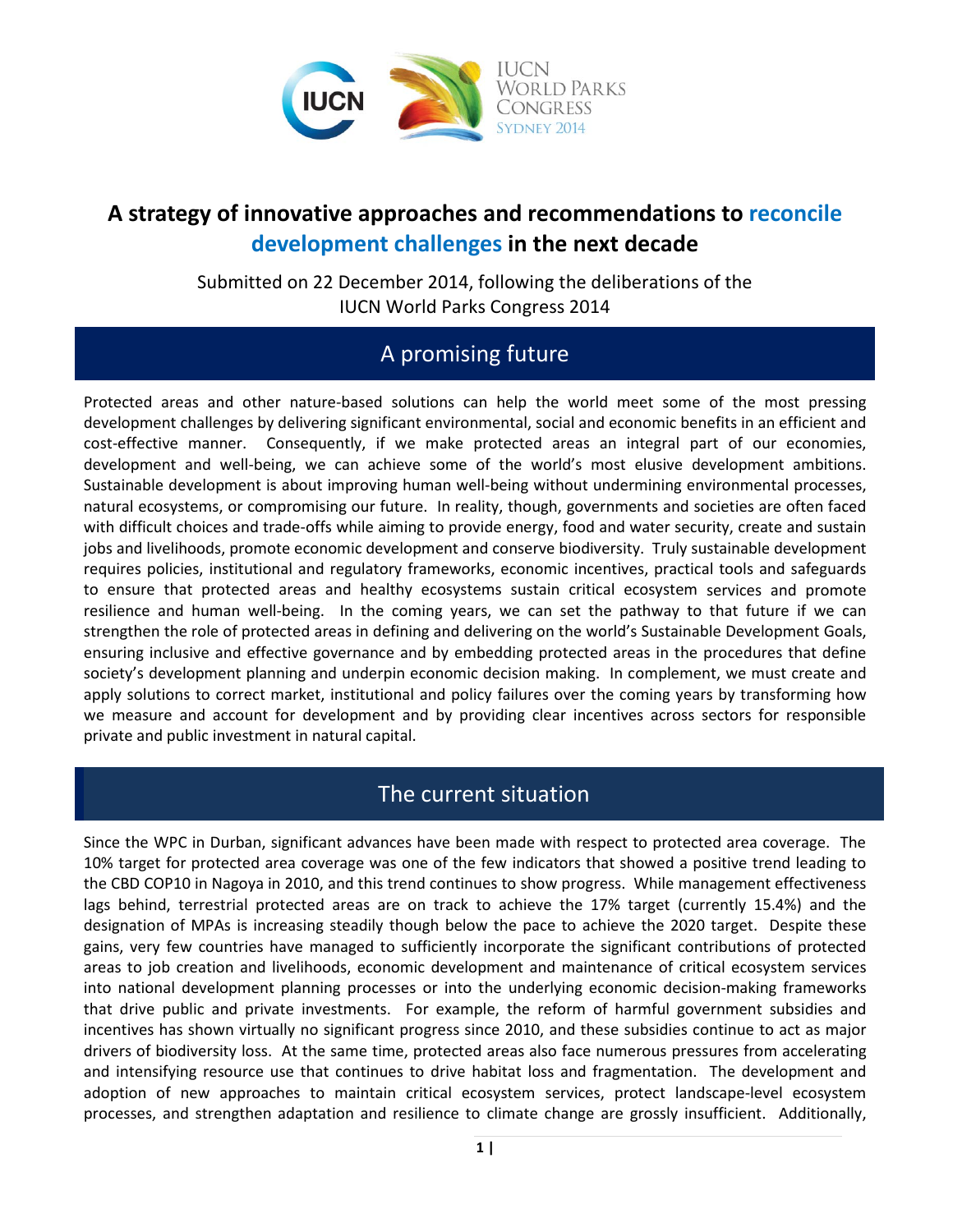# A strategy of innovative approaches and recommendations to reconcile development challenges in the next decade

Submitted on 22 December 2014, following the deliberations of the IUCN World Parks Congress 2014

## A promising future

Protected areas and other nature-based solutions can help the world meet some of the most pressing development challenges by delivering significant environmental, social and economic benefits in an efficient and cost-effective manner. Consequently, if we make protected areas an integral part of our economies, development and well-being, we can achieve some of the world's most elusive development ambitions. Sustainable development is about improving human well-being without undermining environmental processes, natural ecosystems, or compromising our future. In reality, though, governments and societies are often faced with difficult choices and trade-offs while aiming to provide energy, food and water security, create and sustain jobs and livelihoods, promote economic development and conserve biodiversity. Truly sustainable development requires policies, institutional and regulatory frameworks, economic incentives, practical tools and safeguards to ensure that protected areas and healthy ecosystems sustain critical ecosystem services and promote resilience and human well-being. In the coming years, we can set the pathway to that future if we can strengthen the role of protected areas in defining and delivering on the world's Sustainable Development Goals, ensuring inclusive and effective governance and by embedding protected areas in the procedures that define society's development planning and underpin economic decision making. In complement, we must create and apply solutions to correct market, institutional and policy failures over the coming years by transforming how we measure and account for development and by providing clear incentives across sectors for responsible private and public investment in natural capital.

## The current situation

Since the WPC in Durban, significant advances have been made with respect to protected area coverage. The 10% target for protected area coverage was one of the few indicators that showed a positive trend leading to the CBD COP10 in Nagoya in 2010, and this trend continues to show progress. While management effectiveness lags behind, terrestrial protected areas are on track to achieve the 17% target (currently 15.4%) and the designation of MPAs is increasing steadily though below the pace to achieve the 2020 target. Despite these gains, very few countries have managed to sufficiently incorporate the significant contributions of protected areas to job creation and livelihoods, economic development and maintenance of critical ecosystem services into national development planning processes or into the underlying economic decision-making frameworks that drive public and private investments. For example, the reform of harmful government subsidies and incentives has shown virtually no significant progress since 2010, and these subsidies continue to act as major drivers of biodiversity loss. At the same time, protected areas also face numerous pressures from accelerating and intensifying resource use that continues to drive habitat loss and fragmentation. The development and adoption of new approaches to maintain critical ecosystem services, protect landscape-level ecosystem processes, and strengthen adaptation and resilience to climate change are grossly insufficient. Additionally,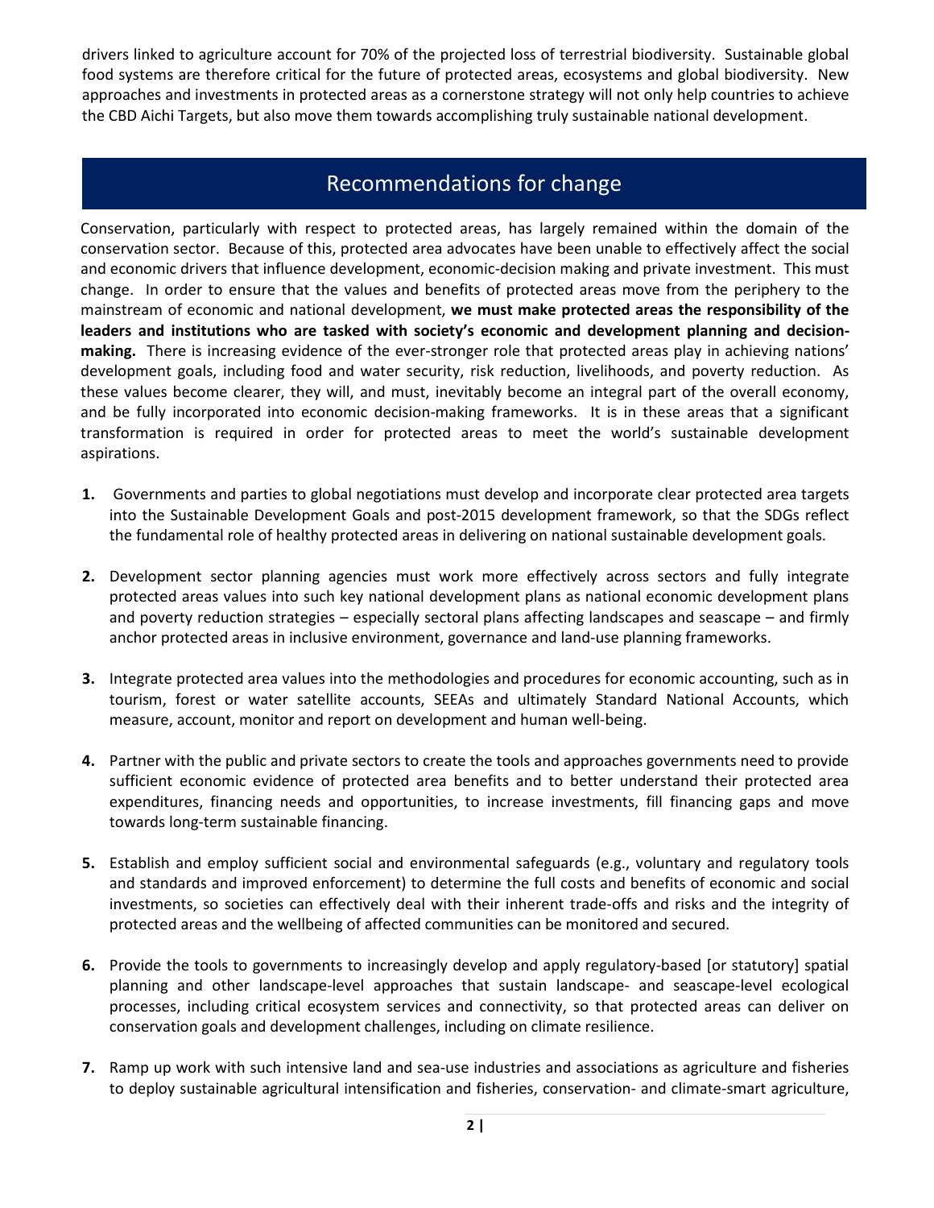drivers linked to agriculture account for 70% of the projected loss of terrestrial biodiversity. Sustainable global food systems are therefore critical for the future of protected areas, ecosystems and global biodiversity. New approaches and investments in protected areas as a cornerstone strategy will not only help countries to achieve the CBD Aichi Targets, but also move them towards accomplishing truly sustainable national development.

## Recommendations for change

Conservation, particularly with respect to protected areas, has largely remained within the domain of the conservation sector. Because of this, protected area advocates have been unable to effectively affect the social and economic drivers that influence development, economic-decision making and private investment. This must change. In order to ensure that the values and benefits of protected areas move from the periphery to the mainstream of economic and national development, **we must make protected areas the responsibility of the leaders and institutions who are tasked with society's economic and development planning and decision-making.** There is increasing evidence of the ever-stronger role that protected areas play in achieving nations' development goals, including food and water security, risk reduction, livelihoods, and poverty reduction. As these values become clearer, they will, and must, inevitably become an integral part of the overall economy, and be fully incorporated into economic decision-making frameworks. It is in these areas that a significant transformation is required in order for protected areas to meet the world's sustainable development aspirations.

1. Governments and parties to global negotiations must develop and incorporate clear protected area targets into the Sustainable Development Goals and post-2015 development framework, so that the SDGs reflect the fundamental role of healthy protected areas in delivering on national sustainable development goals.

2. Development sector planning agencies must work more effectively across sectors and fully integrate protected areas values into such key national development plans as national economic development plans and poverty reduction strategies – especially sectoral plans affecting landscapes and seascape – and firmly anchor protected areas in inclusive environment, governance and land-use planning frameworks.

3. Integrate protected area values into the methodologies and procedures for economic accounting, such as in tourism, forest or water satellite accounts, SEEAs and ultimately Standard National Accounts, which measure, account, monitor and report on development and human well-being.

4. Partner with the public and private sectors to create the tools and approaches governments need to provide sufficient economic evidence of protected area benefits and to better understand their protected area expenditures, financing needs and opportunities, to increase investments, fill financing gaps and move towards long-term sustainable financing.

5. Establish and employ sufficient social and environmental safeguards (e.g., voluntary and regulatory tools and standards and improved enforcement) to determine the full costs and benefits of economic and social investments, so societies can effectively deal with their inherent trade-offs and risks and the integrity of protected areas and the wellbeing of affected communities can be monitored and secured.

6. Provide the tools to governments to increasingly develop and apply regulatory-based [or statutory] spatial planning and other landscape-level approaches that sustain landscape- and seascape-level ecological processes, including critical ecosystem services and connectivity, so that protected areas can deliver on conservation goals and development challenges, including on climate resilience.

7. Ramp up work with such intensive land and sea-use industries and associations as agriculture and fisheries to deploy sustainable agricultural intensification and fisheries, conservation- and climate-smart agriculture,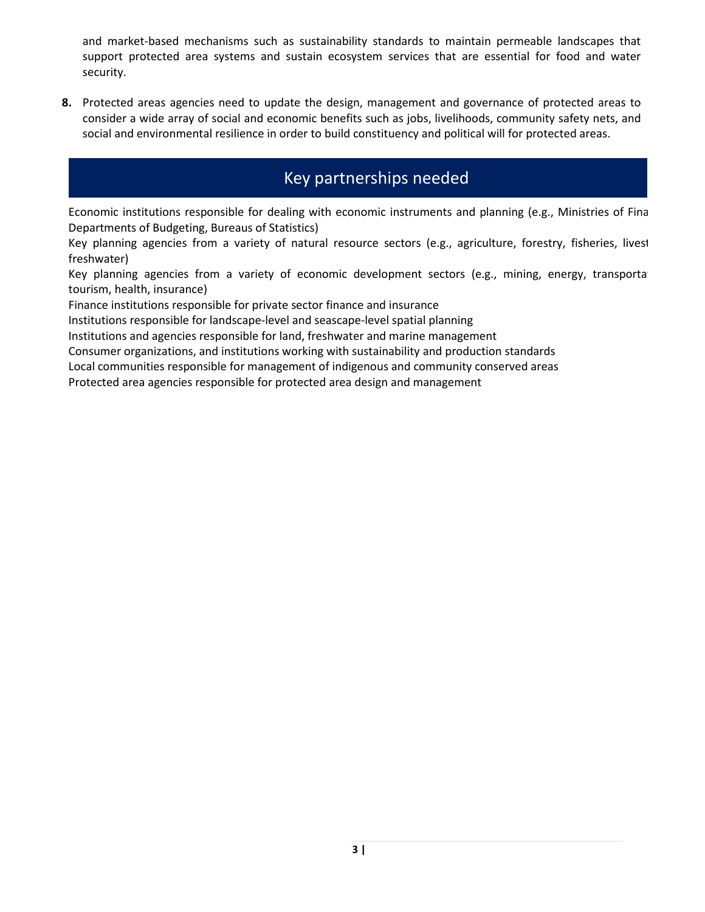and market-based mechanisms such as sustainability standards to maintain permeable landscapes that support protected area systems and sustain ecosystem services that are essential for food and water security.

8. Protected areas agencies need to update the design, management and governance of protected areas to consider a wide array of social and economic benefits such as jobs, livelihoods, community safety nets, and social and environmental resilience in order to build constituency and political will for protected areas.

## Key partnerships needed

- Economic institutions responsible for dealing with economic instruments and planning (e.g., Ministries of Fina Departments of Budgeting, Bureaus of Statistics)
- Key planning agencies from a variety of natural resource sectors (e.g., agriculture, forestry, fisheries, livest freshwater)
- Key planning agencies from a variety of economic development sectors (e.g., mining, energy, transporta tourism, health, insurance)
- Finance institutions responsible for private sector finance and insurance
- Institutions responsible for landscape-level and seascape-level spatial planning
- Institutions and agencies responsible for land, freshwater and marine management
- Consumer organizations, and institutions working with sustainability and production standards
- Local communities responsible for management of indigenous and community conserved areas
- Protected area agencies responsible for protected area design and management